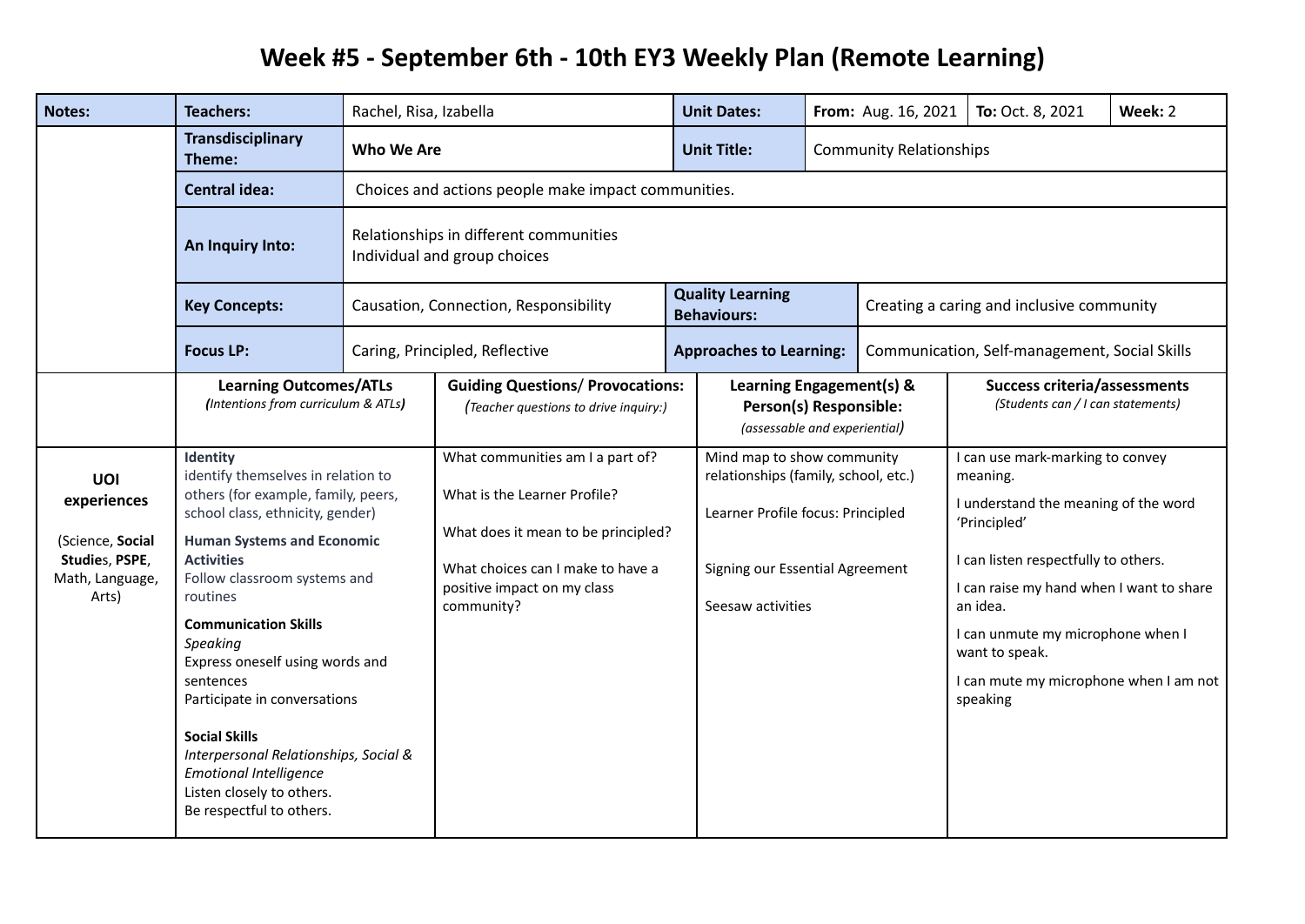# Week #5 - September 6th - 10th EY3 Weekly Plan (Remote Learning)

| Notes: | Teachers: | Rachel, Risa, Izabella | Unit Dates: | From: Aug. 16, 2021 | To: Oct. 8, 2021 | Week: 2 |
|---|---|---|---|---|---|---|
| | **Transdisciplinary Theme:** | **Who We Are** | **Unit Title:** | Community Relationships | | |
| | **Central idea:** | Choices and actions people make impact communities. | | | | |
| | **An Inquiry Into:** | Relationships in different communities<br>Individual and group choices | | | | |
| | **Key Concepts:** | Causation, Connection, Responsibility | **Quality Learning Behaviours:** | Creating a caring and inclusive community | | |
| | **Focus LP:** | Caring, Principled, Reflective | **Approaches to Learning:** | Communication, Self-management, Social Skills | | |

| | **Learning Outcomes/ATLs** *(Intentions from curriculum & ATLs)* | **Guiding Questions/ Provocations:** *(Teacher questions to drive inquiry:)* | **Learning Engagement(s) & Person(s) Responsible:** *(assessable and experiential)* | **Success criteria/assessments** *(Students can / I can statements)* |
|---|---|---|---|---|
| **UOI experiences**<br><br>(Science, **Social Studie**s, **PSPE**, Math, Language, Arts) | **Identity**<br>identify themselves in relation to others (for example, family, peers, school class, ethnicity, gender)<br><br>**Human Systems and Economic Activities**<br>Follow classroom systems and routines<br><br>**Communication Skills**<br>*Speaking*<br>Express oneself using words and sentences<br>Participate in conversations<br><br>**Social Skills**<br>*Interpersonal Relationships, Social & Emotional Intelligence*<br>Listen closely to others.<br>Be respectful to others. | What communities am I a part of?<br><br>What is the Learner Profile?<br><br>What does it mean to be principled?<br><br>What choices can I make to have a positive impact on my class community? | Mind map to show community relationships (family, school, etc.)<br><br>Learner Profile focus: Principled<br><br>Signing our Essential Agreement<br><br>Seesaw activities | I can use mark-marking to convey meaning.<br><br>I understand the meaning of the word 'Principled'<br><br>I can listen respectfully to others.<br><br>I can raise my hand when I want to share an idea.<br><br>I can unmute my microphone when I want to speak.<br><br>I can mute my microphone when I am not speaking |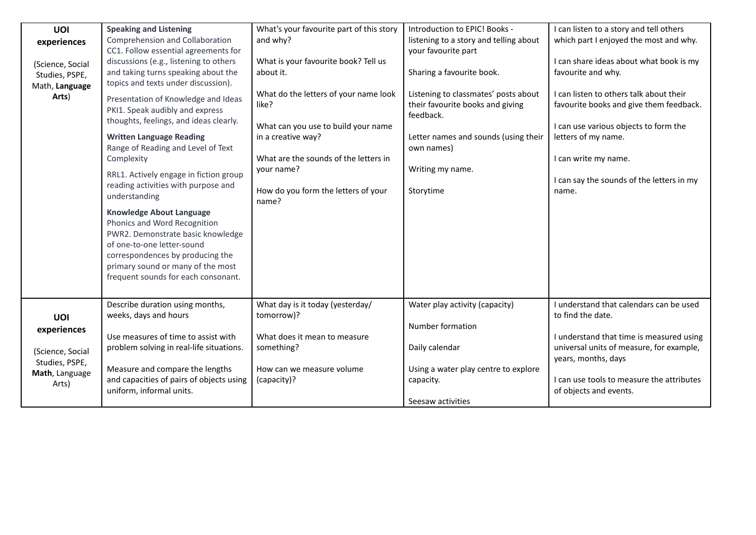| | | | | |
|---|---|---|---|---|
| **UOI experiences**<br><br>(Science, Social Studies, PSPE, Math, **Language Arts**) | **Speaking and Listening**<br>Comprehension and Collaboration<br>CC1. Follow essential agreements for discussions (e.g., listening to others and taking turns speaking about the topics and texts under discussion).<br><br>Presentation of Knowledge and Ideas<br>PKI1. Speak audibly and express thoughts, feelings, and ideas clearly.<br><br>**Written Language Reading**<br>Range of Reading and Level of Text Complexity<br><br>RRL1. Actively engage in fiction group reading activities with purpose and understanding<br><br>**Knowledge About Language**<br>Phonics and Word Recognition<br>PWR2. Demonstrate basic knowledge of one-to-one letter-sound correspondences by producing the primary sound or many of the most frequent sounds for each consonant. | What's your favourite part of this story and why?<br><br>What is your favourite book? Tell us about it.<br><br>What do the letters of your name look like?<br><br>What can you use to build your name in a creative way?<br><br>What are the sounds of the letters in your name?<br><br>How do you form the letters of your name? | Introduction to EPIC! Books - listening to a story and telling about your favourite part<br><br>Sharing a favourite book.<br><br>Listening to classmates' posts about their favourite books and giving feedback.<br><br>Letter names and sounds (using their own names)<br><br>Writing my name.<br><br>Storytime | I can listen to a story and tell others which part I enjoyed the most and why.<br><br>I can share ideas about what book is my favourite and why.<br><br>I can listen to others talk about their favourite books and give them feedback.<br><br>I can use various objects to form the letters of my name.<br><br>I can write my name.<br><br>I can say the sounds of the letters in my name. |
| **UOI experiences**<br><br>(Science, Social Studies, PSPE, **Math**, Language Arts) | Describe duration using months, weeks, days and hours<br><br>Use measures of time to assist with problem solving in real-life situations.<br><br>Measure and compare the lengths and capacities of pairs of objects using uniform, informal units. | What day is it today (yesterday/ tomorrow)?<br><br>What does it mean to measure something?<br><br>How can we measure volume (capacity)? | Water play activity (capacity)<br><br>Number formation<br><br>Daily calendar<br><br>Using a water play centre to explore capacity.<br><br>Seesaw activities | I understand that calendars can be used to find the date.<br><br>I understand that time is measured using universal units of measure, for example, years, months, days<br><br>I can use tools to measure the attributes of objects and events. |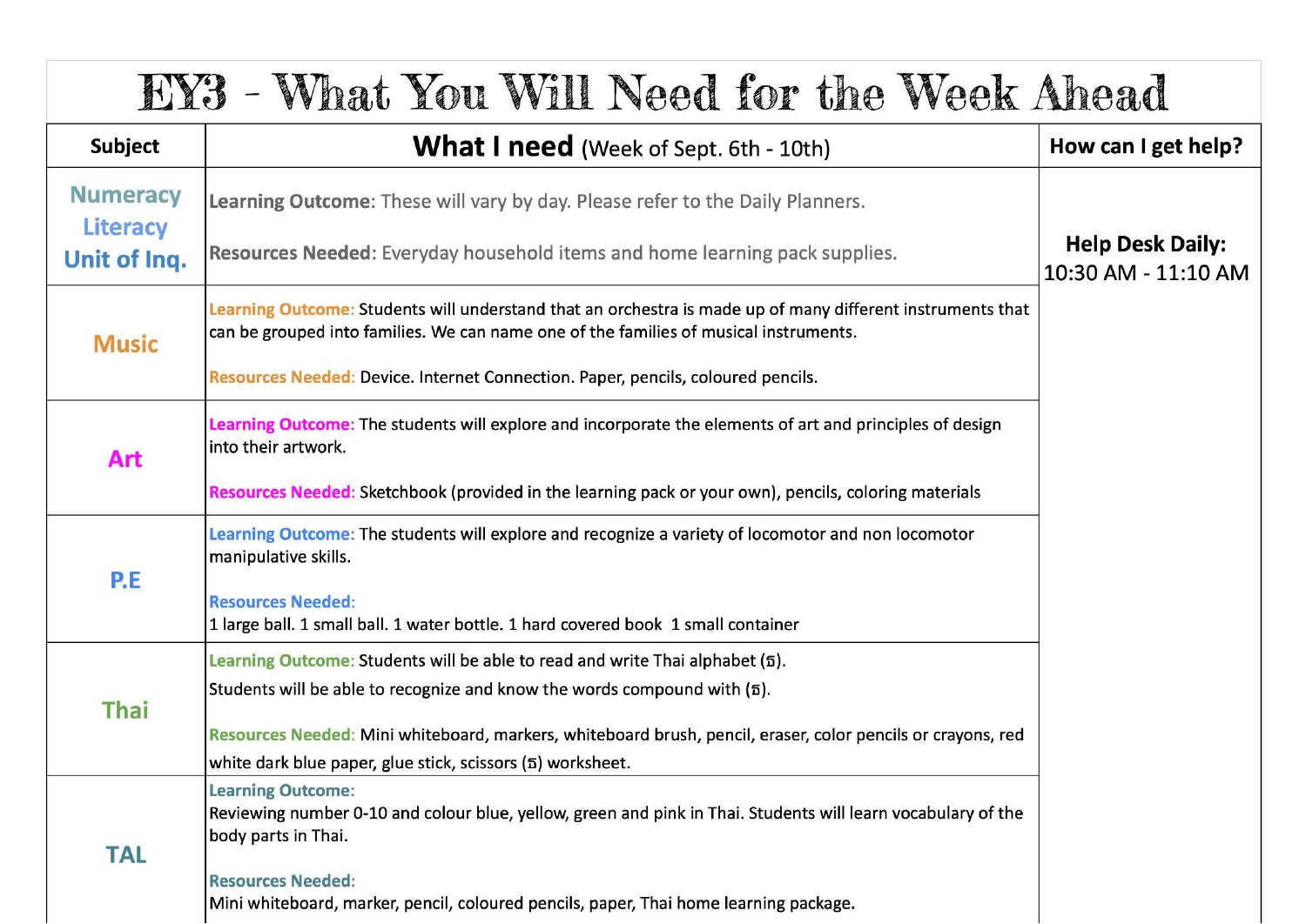# EY3 - What You Will Need for the Week Ahead

| Subject | What I need (Week of Sept. 6th - 10th) | How can I get help? |
|---|---|---|
| Numeracy<br>Literacy<br>Unit of Inq. | **Learning Outcome**: These will vary by day. Please refer to the Daily Planners.<br><br>**Resources Needed**: Everyday household items and home learning pack supplies. | **Help Desk Daily:**<br>10:30 AM - 11:10 AM |
| Music | **Learning Outcome:** Students will understand that an orchestra is made up of many different instruments that can be grouped into families. We can name one of the families of musical instruments.<br><br>**Resources Needed:** Device. Internet Connection. Paper, pencils, coloured pencils. | |
| Art | **Learning Outcome:** The students will explore and incorporate the elements of art and principles of design into their artwork.<br><br>**Resources Needed:** Sketchbook (provided in the learning pack or your own), pencils, coloring materials | |
| P.E | **Learning Outcome:** The students will explore and recognize a variety of locomotor and non locomotor manipulative skills.<br><br>**Resources Needed:**<br>1 large ball. 1 small ball. 1 water bottle. 1 hard covered book 1 small container | |
| Thai | **Learning Outcome:** Students will be able to read and write Thai alphabet (ธ).<br>Students will be able to recognize and know the words compound with (ธ).<br><br>**Resources Needed:** Mini whiteboard, markers, whiteboard brush, pencil, eraser, color pencils or crayons, red white dark blue paper, glue stick, scissors (ธ) worksheet. | |
| TAL | **Learning Outcome:**<br>Reviewing number 0-10 and colour blue, yellow, green and pink in Thai. Students will learn vocabulary of the body parts in Thai.<br><br>**Resources Needed:**<br>Mini whiteboard, marker, pencil, coloured pencils, paper, Thai home learning package. | |